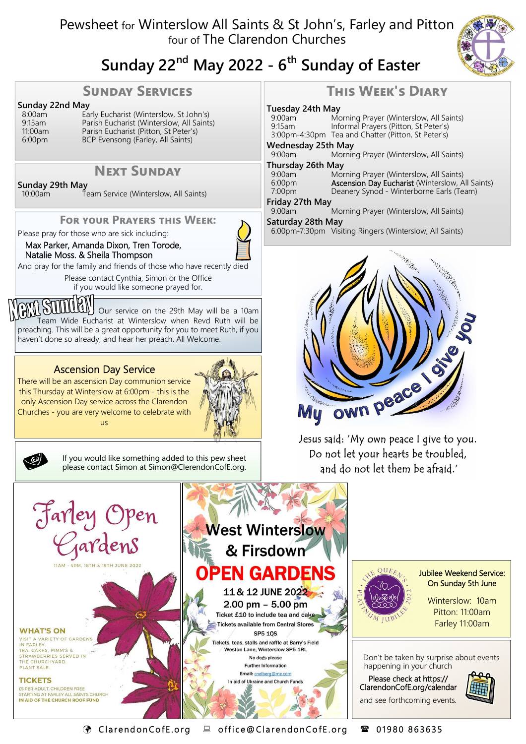# Pewsheet for Winterslow All Saints & St John's, Farley and Pitton

four of The Clarendon Churches

## Sunday 22nd May 2022 - 6th Sunday of Easter

## Sunday Services

**Sunday 22nd May**

| | |
|---|---|
| 8:00am | Early Eucharist (Winterslow, St John's) |
| 9:15am | Parish Eucharist (Winterslow, All Saints) |
| 11:00am | Parish Eucharist (Pitton, St Peter's) |
| 6:00pm | BCP Evensong (Farley, All Saints) |

## Next Sunday

**Sunday 29th May**

| | |
|---|---|
| 10:00am | Team Service (Winterslow, All Saints) |

## For your Prayers this Week:

Please pray for those who are sick including:

Max Parker, Amanda Dixon, Tren Torode, Natalie Moss. & Sheila Thompson

And pray for the family and friends of those who have recently died

Please contact Cynthia, Simon or the Office if you would like someone prayed for.

**Next Sunday** Our service on the 29th May will be a 10am Team Wide Eucharist at Winterslow when Revd Ruth will be preaching. This will be a great opportunity for you to meet Ruth, if you haven't done so already, and hear her preach. All Welcome.

### Ascension Day Service

There will be an ascension Day communion service this Thursday at Winterslow at 6:00pm - this is the only Ascension Day service across the Clarendon Churches - you are very welcome to celebrate with us

If you would like something added to this pew sheet please contact Simon at Simon@ClerendonCofE.org.

## This Week's Diary

**Tuesday 24th May**

| | |
|---|---|
| 9:00am | Morning Prayer (Winterslow, All Saints) |
| 9:15am | Informal Prayers (Pitton, St Peter's) |
| 3:00pm-4:30pm | Tea and Chatter (Pitton, St Peter's) |

**Wednesday 25th May**

| | |
|---|---|
| 9:00am | Morning Prayer (Winterslow, All Saints) |

**Thursday 26th May**

| | |
|---|---|
| 9:00am | Morning Prayer (Winterslow, All Saints) |
| 6:00pm | Ascension Day Eucharist (Winterslow, All Saints) |
| 7:00pm | Deanery Synod - Winterborne Earls (Team) |

**Friday 27th May**

| | |
|---|---|
| 9:00am | Morning Prayer (Winterslow, All Saints) |

**Saturday 28th May**

| | |
|---|---|
| 6:00pm-7:30pm | Visiting Ringers (Winterslow, All Saints) |

My own peace I give you

Jesus said: 'My own peace I give to you. Do not let your hearts be troubled, and do not let them be afraid.'

## Farley Open Gardens

11AM - 4PM, 18TH & 19TH JUNE 2022

**WHAT'S ON**

VISIT A VARIETY OF GARDENS IN FARLEY.
TEA, CAKES, PIMM'S & STRAWBERRIES SERVED IN THE CHURCHYARD.
PLANT SALE.

**TICKETS**

£5 PER ADULT, CHILDREN FREE
STARTING AT FARLEY ALL SAINTS CHURCH
IN AID OF THE CHURCH ROOF FUND

## West Winterslow & Firsdown OPEN GARDENS

11 & 12 JUNE 2022

2.00 pm – 5.00 pm

Ticket £10 to include tea and cake

Tickets available from Central Stores SP5 1QS

Tickets, teas, stalls and raffle at Barry's Field Weston Lane, Winterslow SP5 1RL

No dogs please

Further Information

Email: cnelberg@me.com

In aid of Ukraine and Church Funds

**Jubilee Weekend Service: On Sunday 5th June**

Winterslow: 10am
Pitton: 11:00am
Farley 11:00am

Don't be taken by surprise about events happening in your church

Please check at https://ClarendonCofE.org/calendar and see forthcoming events.

ClarendonCofE.org | office@ClarendonCofE.org | 01980 863635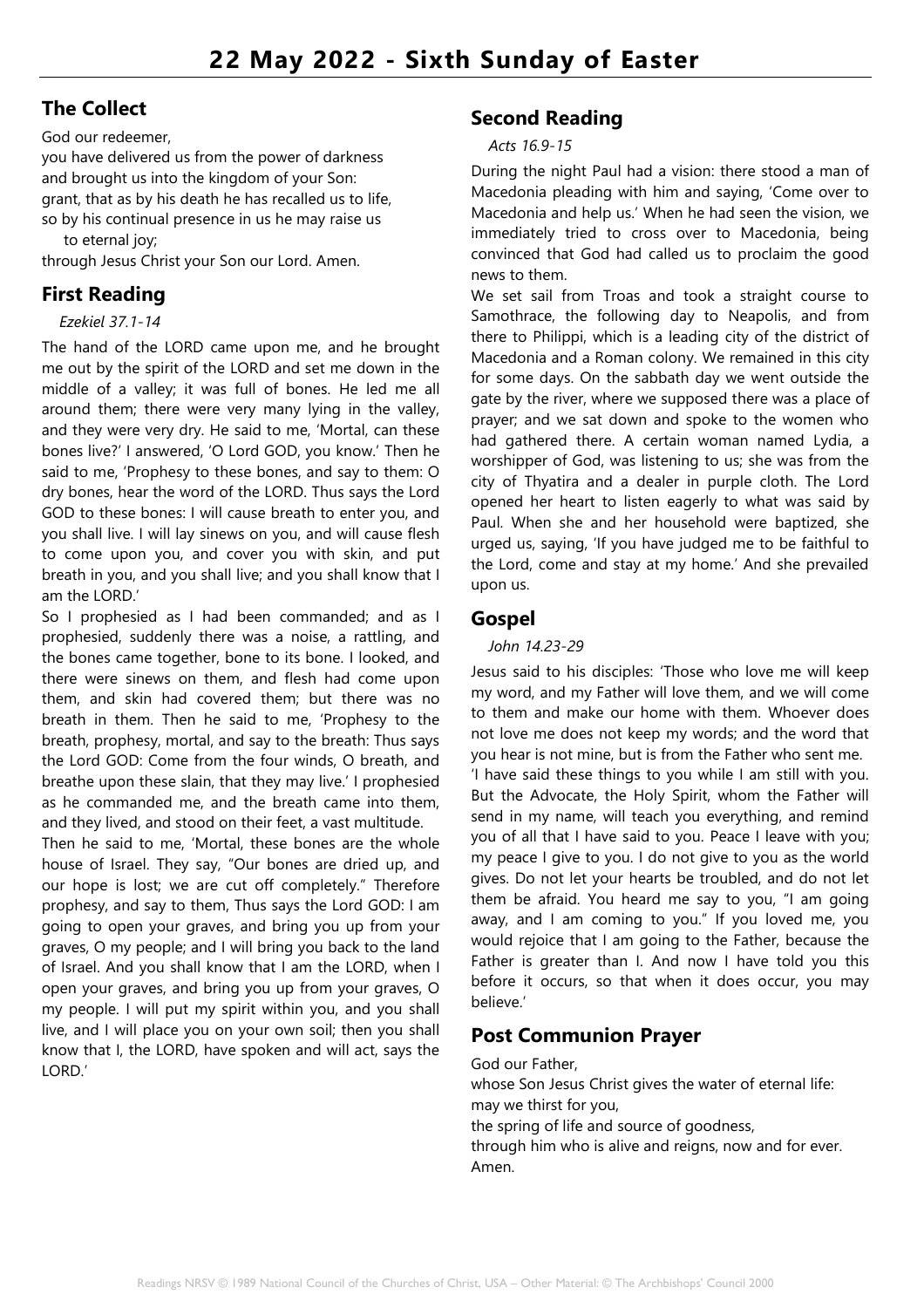# 22 May 2022 - Sixth Sunday of Easter

## The Collect

God our redeemer,
you have delivered us from the power of darkness
and brought us into the kingdom of your Son:
grant, that as by his death he has recalled us to life,
so by his continual presence in us he may raise us
to eternal joy;
through Jesus Christ your Son our Lord. Amen.

## First Reading

*Ezekiel 37.1-14*

The hand of the LORD came upon me, and he brought me out by the spirit of the LORD and set me down in the middle of a valley; it was full of bones. He led me all around them; there were very many lying in the valley, and they were very dry. He said to me, 'Mortal, can these bones live?' I answered, 'O Lord GOD, you know.' Then he said to me, 'Prophesy to these bones, and say to them: O dry bones, hear the word of the LORD. Thus says the Lord GOD to these bones: I will cause breath to enter you, and you shall live. I will lay sinews on you, and will cause flesh to come upon you, and cover you with skin, and put breath in you, and you shall live; and you shall know that I am the LORD.'

So I prophesied as I had been commanded; and as I prophesied, suddenly there was a noise, a rattling, and the bones came together, bone to its bone. I looked, and there were sinews on them, and flesh had come upon them, and skin had covered them; but there was no breath in them. Then he said to me, 'Prophesy to the breath, prophesy, mortal, and say to the breath: Thus says the Lord GOD: Come from the four winds, O breath, and breathe upon these slain, that they may live.' I prophesied as he commanded me, and the breath came into them, and they lived, and stood on their feet, a vast multitude.

Then he said to me, 'Mortal, these bones are the whole house of Israel. They say, "Our bones are dried up, and our hope is lost; we are cut off completely." Therefore prophesy, and say to them, Thus says the Lord GOD: I am going to open your graves, and bring you up from your graves, O my people; and I will bring you back to the land of Israel. And you shall know that I am the LORD, when I open your graves, and bring you up from your graves, O my people. I will put my spirit within you, and you shall live, and I will place you on your own soil; then you shall know that I, the LORD, have spoken and will act, says the LORD.'

## Second Reading

*Acts 16.9-15*

During the night Paul had a vision: there stood a man of Macedonia pleading with him and saying, 'Come over to Macedonia and help us.' When he had seen the vision, we immediately tried to cross over to Macedonia, being convinced that God had called us to proclaim the good news to them.

We set sail from Troas and took a straight course to Samothrace, the following day to Neapolis, and from there to Philippi, which is a leading city of the district of Macedonia and a Roman colony. We remained in this city for some days. On the sabbath day we went outside the gate by the river, where we supposed there was a place of prayer; and we sat down and spoke to the women who had gathered there. A certain woman named Lydia, a worshipper of God, was listening to us; she was from the city of Thyatira and a dealer in purple cloth. The Lord opened her heart to listen eagerly to what was said by Paul. When she and her household were baptized, she urged us, saying, 'If you have judged me to be faithful to the Lord, come and stay at my home.' And she prevailed upon us.

## Gospel

*John 14.23-29*

Jesus said to his disciples: 'Those who love me will keep my word, and my Father will love them, and we will come to them and make our home with them. Whoever does not love me does not keep my words; and the word that you hear is not mine, but is from the Father who sent me.

'I have said these things to you while I am still with you. But the Advocate, the Holy Spirit, whom the Father will send in my name, will teach you everything, and remind you of all that I have said to you. Peace I leave with you; my peace I give to you. I do not give to you as the world gives. Do not let your hearts be troubled, and do not let them be afraid. You heard me say to you, "I am going away, and I am coming to you." If you loved me, you would rejoice that I am going to the Father, because the Father is greater than I. And now I have told you this before it occurs, so that when it does occur, you may believe.'

## Post Communion Prayer

God our Father,
whose Son Jesus Christ gives the water of eternal life:
may we thirst for you,
the spring of life and source of goodness,
through him who is alive and reigns, now and for ever.
Amen.

Readings NRSV © 1989 National Council of the Churches of Christ, USA – Other Material: © The Archbishops' Council 2000